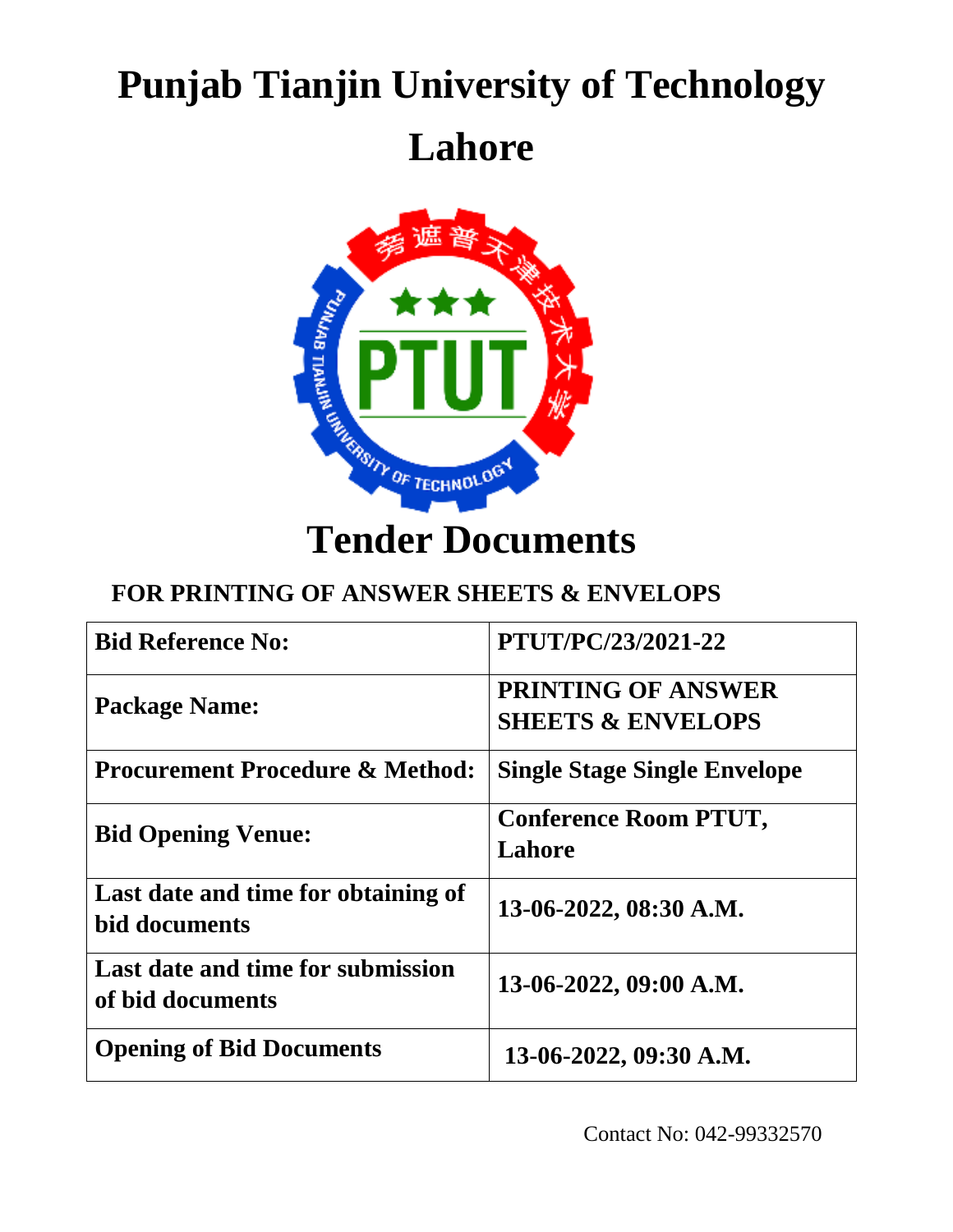# Punjab Tianjin University of Technology

# Lahore

# Tender Documents

**FOR PRINTING OF ANSWER SHEETS & ENVELOPS**

| **Bid Reference No:** | **PTUT/PC/23/2021-22** |
|---|---|
| **Package Name:** | **PRINTING OF ANSWER SHEETS & ENVELOPS** |
| **Procurement Procedure & Method:** | **Single Stage Single Envelope** |
| **Bid Opening Venue:** | **Conference Room PTUT, Lahore** |
| **Last date and time for obtaining of bid documents** | **13-06-2022, 08:30 A.M.** |
| **Last date and time for submission of bid documents** | **13-06-2022, 09:00 A.M.** |
| **Opening of Bid Documents** | **13-06-2022, 09:30 A.M.** |

Contact No: 042-99332570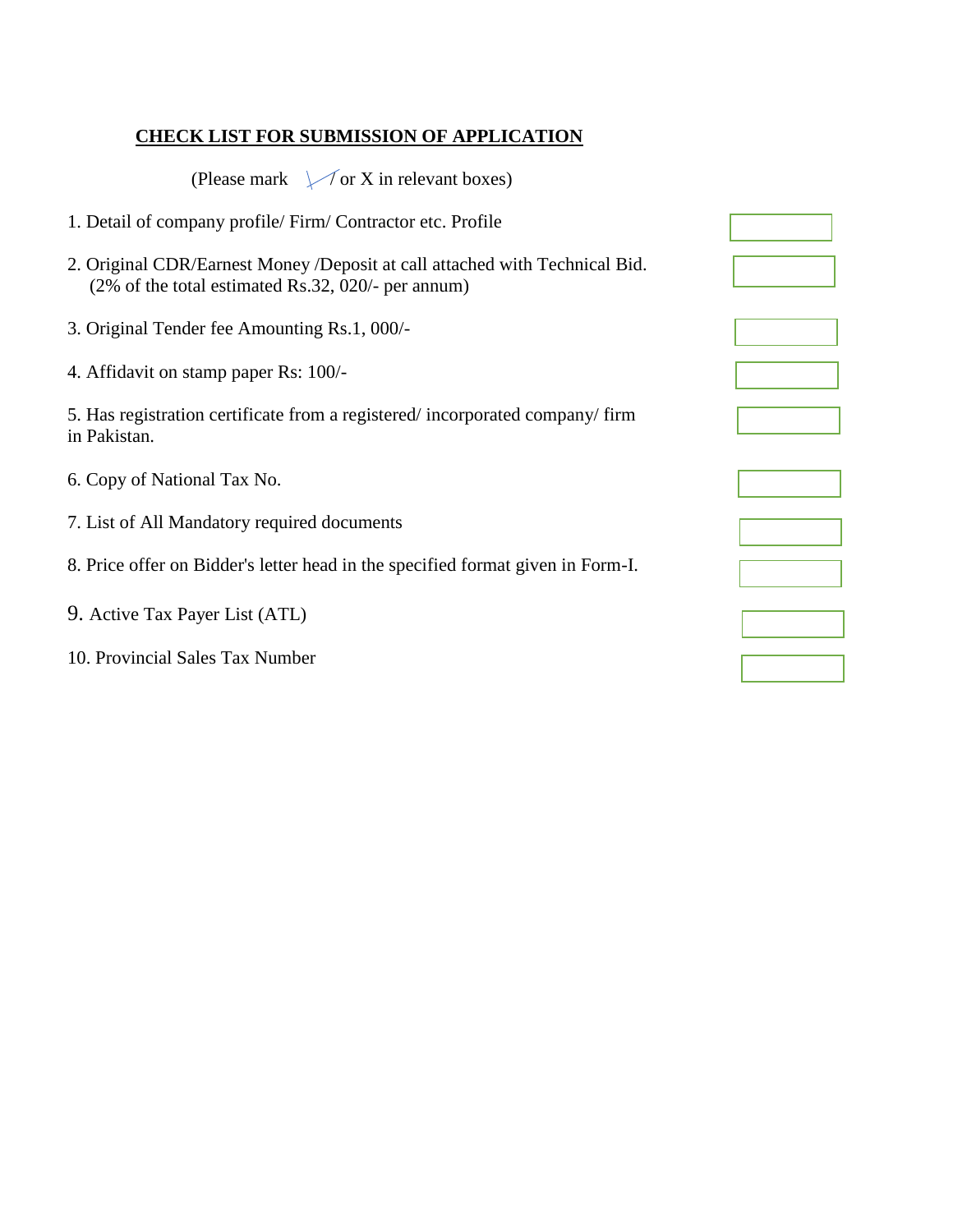## CHECK LIST FOR SUBMISSION OF APPLICATION

(Please mark ✓ or X in relevant boxes)

| Item | |
|---|---|
| 1. Detail of company profile/ Firm/ Contractor etc. Profile | ☐ |
| 2. Original CDR/Earnest Money /Deposit at call attached with Technical Bid. (2% of the total estimated Rs.32, 020/- per annum) | ☐ |
| 3. Original Tender fee Amounting Rs.1, 000/- | ☐ |
| 4. Affidavit on stamp paper Rs: 100/- | ☐ |
| 5. Has registration certificate from a registered/ incorporated company/ firm in Pakistan. | ☐ |
| 6. Copy of National Tax No. | ☐ |
| 7. List of All Mandatory required documents | ☐ |
| 8. Price offer on Bidder's letter head in the specified format given in Form-I. | ☐ |
| 9. Active Tax Payer List (ATL) | ☐ |
| 10. Provincial Sales Tax Number | ☐ |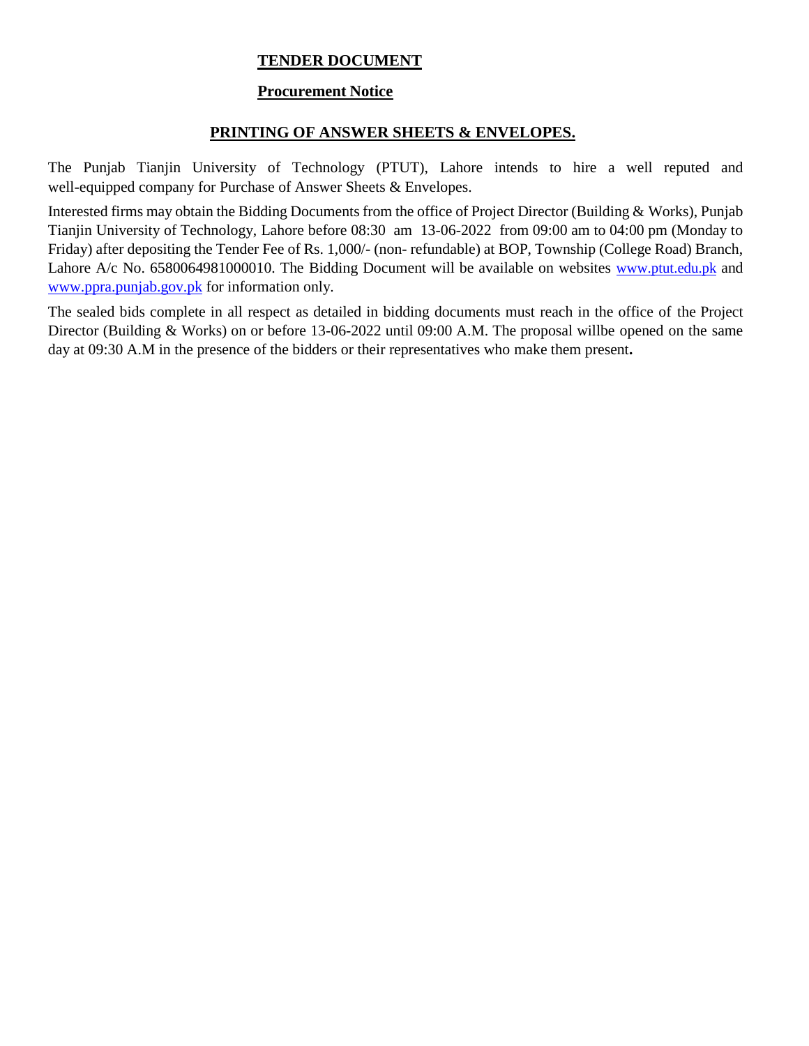**TENDER DOCUMENT**

**Procurement Notice**

**PRINTING OF ANSWER SHEETS & ENVELOPES.**

The Punjab Tianjin University of Technology (PTUT), Lahore intends to hire a well reputed and well-equipped company for Purchase of Answer Sheets & Envelopes.

Interested firms may obtain the Bidding Documents from the office of Project Director (Building & Works), Punjab Tianjin University of Technology, Lahore before 08:30 am 13-06-2022 from 09:00 am to 04:00 pm (Monday to Friday) after depositing the Tender Fee of Rs. 1,000/- (non- refundable) at BOP, Township (College Road) Branch, Lahore A/c No. 6580064981000010. The Bidding Document will be available on websites www.ptut.edu.pk and www.ppra.punjab.gov.pk for information only.

The sealed bids complete in all respect as detailed in bidding documents must reach in the office of the Project Director (Building & Works) on or before 13-06-2022 until 09:00 A.M. The proposal willbe opened on the same day at 09:30 A.M in the presence of the bidders or their representatives who make them present**.**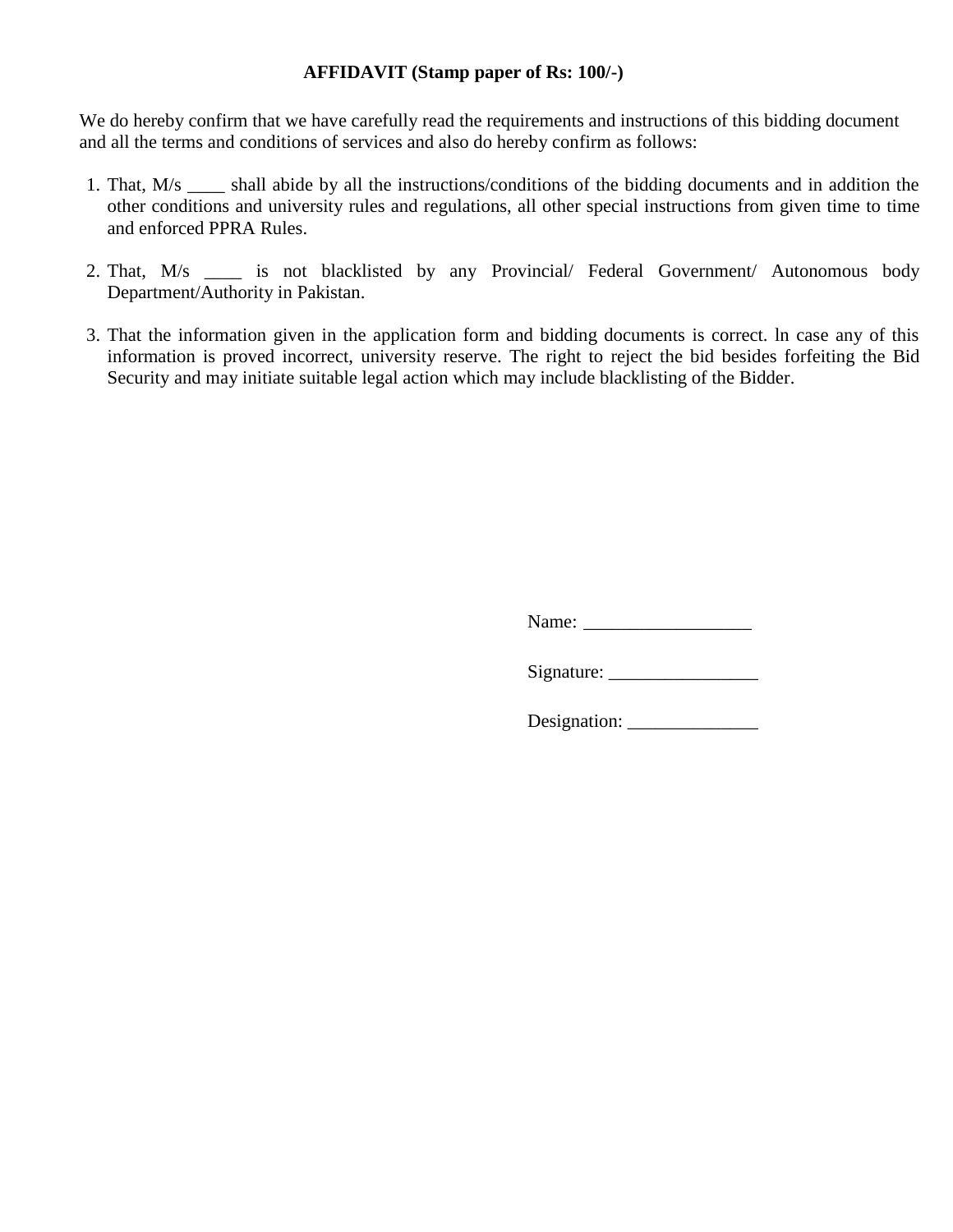**AFFIDAVIT (Stamp paper of Rs: 100/-)**

We do hereby confirm that we have carefully read the requirements and instructions of this bidding document and all the terms and conditions of services and also do hereby confirm as follows:

1. That, M/s ____ shall abide by all the instructions/conditions of the bidding documents and in addition the other conditions and university rules and regulations, all other special instructions from given time to time and enforced PPRA Rules.

2. That, M/s ____ is not blacklisted by any Provincial/ Federal Government/ Autonomous body Department/Authority in Pakistan.

3. That the information given in the application form and bidding documents is correct. ln case any of this information is proved incorrect, university reserve. The right to reject the bid besides forfeiting the Bid Security and may initiate suitable legal action which may include blacklisting of the Bidder.

Name: __________________

Signature: ________________

Designation: ______________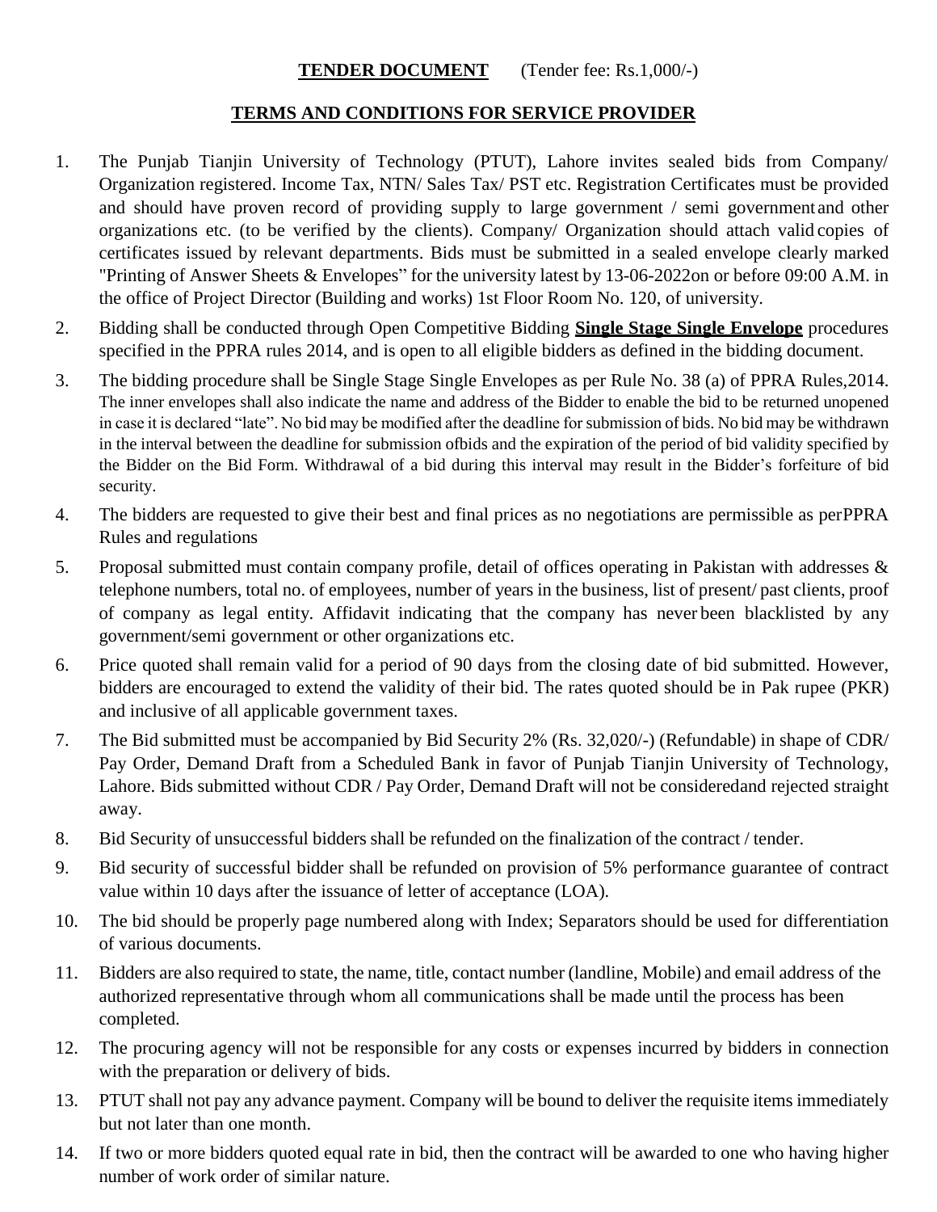**TENDER DOCUMENT** (Tender fee: Rs.1,000/-)

**TERMS AND CONDITIONS FOR SERVICE PROVIDER**

1. The Punjab Tianjin University of Technology (PTUT), Lahore invites sealed bids from Company/ Organization registered. Income Tax, NTN/ Sales Tax/ PST etc. Registration Certificates must be provided and should have proven record of providing supply to large government / semi government and other organizations etc. (to be verified by the clients). Company/ Organization should attach valid copies of certificates issued by relevant departments. Bids must be submitted in a sealed envelope clearly marked "Printing of Answer Sheets & Envelopes" for the university latest by 13-06-2022on or before 09:00 A.M. in the office of Project Director (Building and works) 1st Floor Room No. 120, of university.
2. Bidding shall be conducted through Open Competitive Bidding **Single Stage Single Envelope** procedures specified in the PPRA rules 2014, and is open to all eligible bidders as defined in the bidding document.
3. The bidding procedure shall be Single Stage Single Envelopes as per Rule No. 38 (a) of PPRA Rules,2014. The inner envelopes shall also indicate the name and address of the Bidder to enable the bid to be returned unopened in case it is declared "late". No bid may be modified after the deadline for submission of bids. No bid may be withdrawn in the interval between the deadline for submission ofbids and the expiration of the period of bid validity specified by the Bidder on the Bid Form. Withdrawal of a bid during this interval may result in the Bidder's forfeiture of bid security.
4. The bidders are requested to give their best and final prices as no negotiations are permissible as perPPRA Rules and regulations
5. Proposal submitted must contain company profile, detail of offices operating in Pakistan with addresses & telephone numbers, total no. of employees, number of years in the business, list of present/ past clients, proof of company as legal entity. Affidavit indicating that the company has never been blacklisted by any government/semi government or other organizations etc.
6. Price quoted shall remain valid for a period of 90 days from the closing date of bid submitted. However, bidders are encouraged to extend the validity of their bid. The rates quoted should be in Pak rupee (PKR) and inclusive of all applicable government taxes.
7. The Bid submitted must be accompanied by Bid Security 2% (Rs. 32,020/-) (Refundable) in shape of CDR/ Pay Order, Demand Draft from a Scheduled Bank in favor of Punjab Tianjin University of Technology, Lahore. Bids submitted without CDR / Pay Order, Demand Draft will not be consideredand rejected straight away.
8. Bid Security of unsuccessful bidders shall be refunded on the finalization of the contract / tender.
9. Bid security of successful bidder shall be refunded on provision of 5% performance guarantee of contract value within 10 days after the issuance of letter of acceptance (LOA).
10. The bid should be properly page numbered along with Index; Separators should be used for differentiation of various documents.
11. Bidders are also required to state, the name, title, contact number (landline, Mobile) and email address of the authorized representative through whom all communications shall be made until the process has been completed.
12. The procuring agency will not be responsible for any costs or expenses incurred by bidders in connection with the preparation or delivery of bids.
13. PTUT shall not pay any advance payment. Company will be bound to deliver the requisite items immediately but not later than one month.
14. If two or more bidders quoted equal rate in bid, then the contract will be awarded to one who having higher number of work order of similar nature.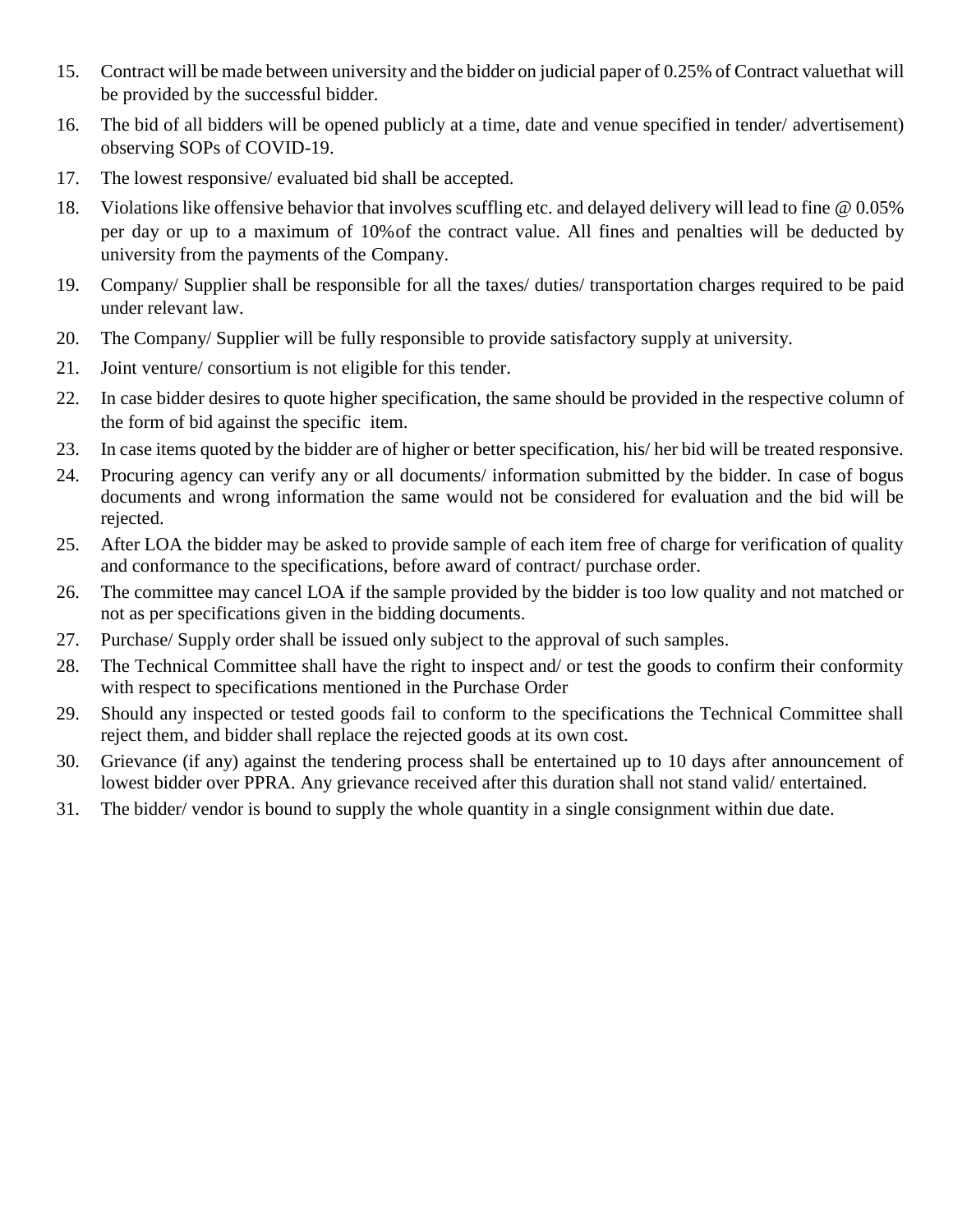15. Contract will be made between university and the bidder on judicial paper of 0.25% of Contract valuethat will be provided by the successful bidder.
16. The bid of all bidders will be opened publicly at a time, date and venue specified in tender/ advertisement) observing SOPs of COVID-19.
17. The lowest responsive/ evaluated bid shall be accepted.
18. Violations like offensive behavior that involves scuffling etc. and delayed delivery will lead to fine @ 0.05% per day or up to a maximum of 10%of the contract value. All fines and penalties will be deducted by university from the payments of the Company.
19. Company/ Supplier shall be responsible for all the taxes/ duties/ transportation charges required to be paid under relevant law.
20. The Company/ Supplier will be fully responsible to provide satisfactory supply at university.
21. Joint venture/ consortium is not eligible for this tender.
22. In case bidder desires to quote higher specification, the same should be provided in the respective column of the form of bid against the specific item.
23. In case items quoted by the bidder are of higher or better specification, his/ her bid will be treated responsive.
24. Procuring agency can verify any or all documents/ information submitted by the bidder. In case of bogus documents and wrong information the same would not be considered for evaluation and the bid will be rejected.
25. After LOA the bidder may be asked to provide sample of each item free of charge for verification of quality and conformance to the specifications, before award of contract/ purchase order.
26. The committee may cancel LOA if the sample provided by the bidder is too low quality and not matched or not as per specifications given in the bidding documents.
27. Purchase/ Supply order shall be issued only subject to the approval of such samples.
28. The Technical Committee shall have the right to inspect and/ or test the goods to confirm their conformity with respect to specifications mentioned in the Purchase Order
29. Should any inspected or tested goods fail to conform to the specifications the Technical Committee shall reject them, and bidder shall replace the rejected goods at its own cost.
30. Grievance (if any) against the tendering process shall be entertained up to 10 days after announcement of lowest bidder over PPRA. Any grievance received after this duration shall not stand valid/ entertained.
31. The bidder/ vendor is bound to supply the whole quantity in a single consignment within due date.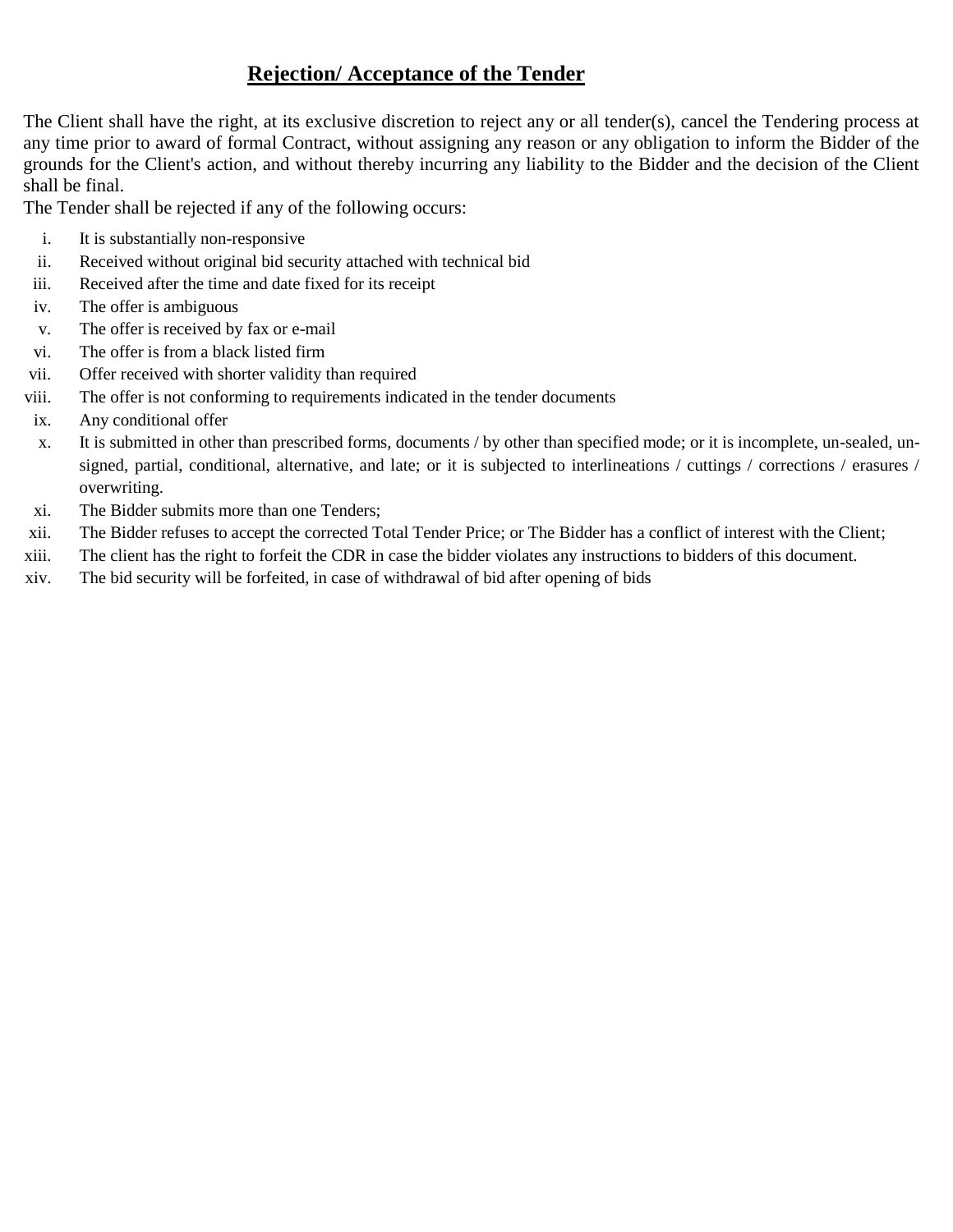## Rejection/ Acceptance of the Tender

The Client shall have the right, at its exclusive discretion to reject any or all tender(s), cancel the Tendering process at any time prior to award of formal Contract, without assigning any reason or any obligation to inform the Bidder of the grounds for the Client's action, and without thereby incurring any liability to the Bidder and the decision of the Client shall be final.

The Tender shall be rejected if any of the following occurs:

i. It is substantially non-responsive
ii. Received without original bid security attached with technical bid
iii. Received after the time and date fixed for its receipt
iv. The offer is ambiguous
v. The offer is received by fax or e-mail
vi. The offer is from a black listed firm
vii. Offer received with shorter validity than required
viii. The offer is not conforming to requirements indicated in the tender documents
ix. Any conditional offer
x. It is submitted in other than prescribed forms, documents / by other than specified mode; or it is incomplete, un-sealed, un-signed, partial, conditional, alternative, and late; or it is subjected to interlineations / cuttings / corrections / erasures / overwriting.
xi. The Bidder submits more than one Tenders;
xii. The Bidder refuses to accept the corrected Total Tender Price; or The Bidder has a conflict of interest with the Client;
xiii. The client has the right to forfeit the CDR in case the bidder violates any instructions to bidders of this document.
xiv. The bid security will be forfeited, in case of withdrawal of bid after opening of bids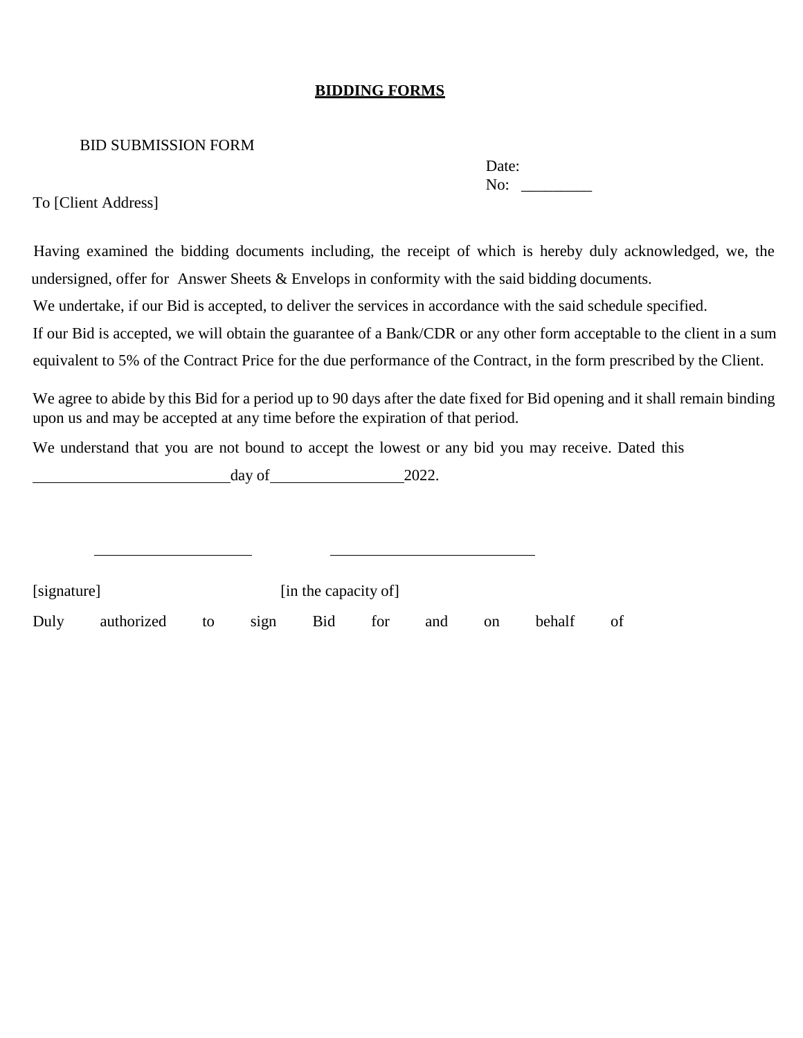# **BIDDING FORMS**

BID SUBMISSION FORM

Date:
No: _________

To [Client Address]

Having examined the bidding documents including, the receipt of which is hereby duly acknowledged, we, the undersigned, offer for Answer Sheets & Envelops in conformity with the said bidding documents.

We undertake, if our Bid is accepted, to deliver the services in accordance with the said schedule specified.

If our Bid is accepted, we will obtain the guarantee of a Bank/CDR or any other form acceptable to the client in a sum equivalent to 5% of the Contract Price for the due performance of the Contract, in the form prescribed by the Client.

We agree to abide by this Bid for a period up to 90 days after the date fixed for Bid opening and it shall remain binding upon us and may be accepted at any time before the expiration of that period.

We understand that you are not bound to accept the lowest or any bid you may receive. Dated this _________________________day of_________________2022.

____________________ __________________________

[signature] [in the capacity of]

Duly authorized to sign Bid for and on behalf of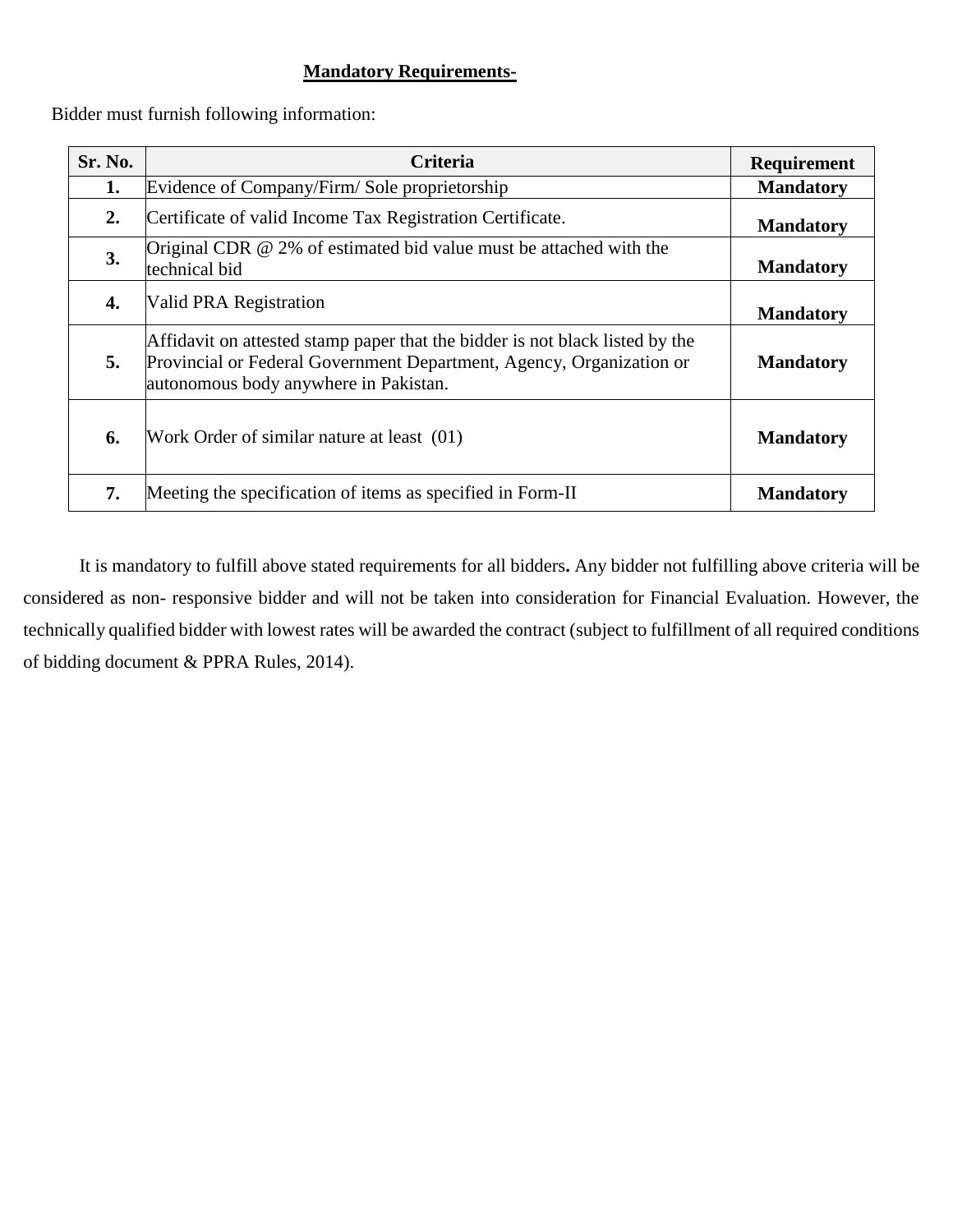## **Mandatory Requirements-**

Bidder must furnish following information:

| Sr. No. | Criteria | Requirement |
|---|---|---|
| **1.** | Evidence of Company/Firm/ Sole proprietorship | **Mandatory** |
| **2.** | Certificate of valid Income Tax Registration Certificate. | **Mandatory** |
| **3.** | Original CDR @ 2% of estimated bid value must be attached with the technical bid | **Mandatory** |
| **4.** | Valid PRA Registration | **Mandatory** |
| **5.** | Affidavit on attested stamp paper that the bidder is not black listed by the Provincial or Federal Government Department, Agency, Organization or autonomous body anywhere in Pakistan. | **Mandatory** |
| **6.** | Work Order of similar nature at least (01) | **Mandatory** |
| **7.** | Meeting the specification of items as specified in Form-II | **Mandatory** |

It is mandatory to fulfill above stated requirements for all bidders**.** Any bidder not fulfilling above criteria will be considered as non- responsive bidder and will not be taken into consideration for Financial Evaluation. However, the technically qualified bidder with lowest rates will be awarded the contract (subject to fulfillment of all required conditions of bidding document & PPRA Rules, 2014).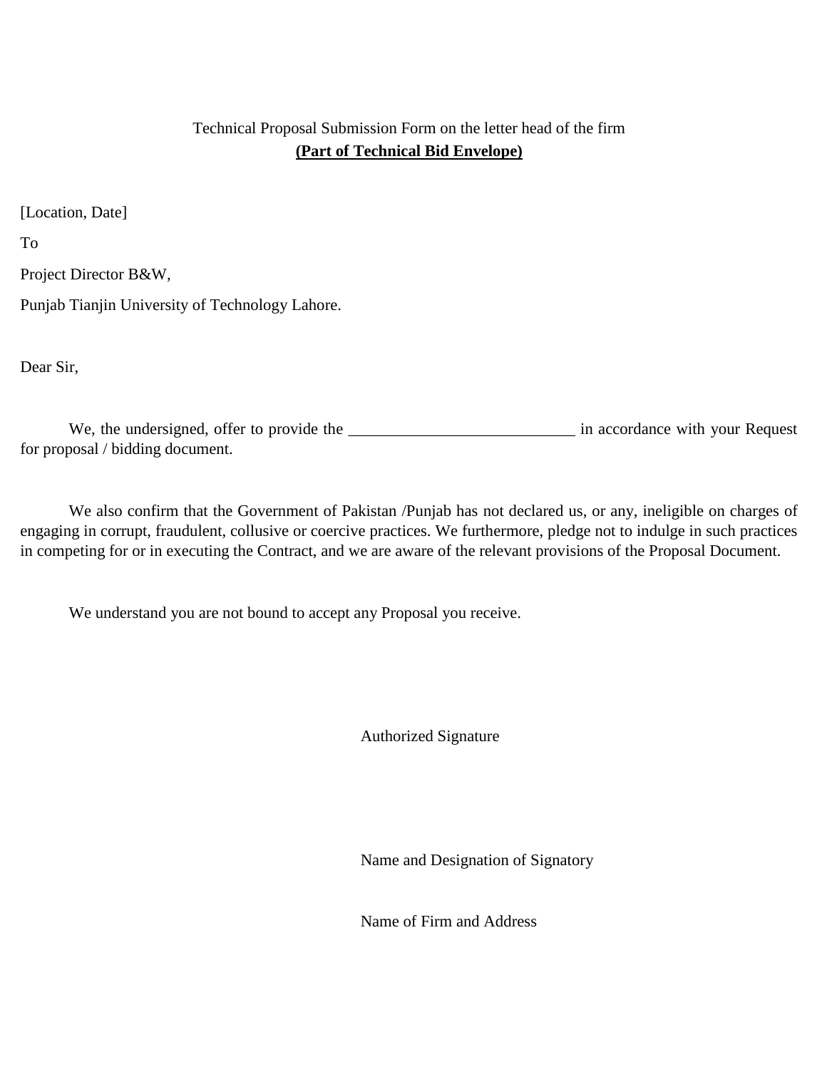Technical Proposal Submission Form on the letter head of the firm

**(Part of Technical Bid Envelope)**

[Location, Date]

To

Project Director B&W,

Punjab Tianjin University of Technology Lahore.

Dear Sir,

We, the undersigned, offer to provide the ___________________________ in accordance with your Request for proposal / bidding document.

We also confirm that the Government of Pakistan /Punjab has not declared us, or any, ineligible on charges of engaging in corrupt, fraudulent, collusive or coercive practices. We furthermore, pledge not to indulge in such practices in competing for or in executing the Contract, and we are aware of the relevant provisions of the Proposal Document.

We understand you are not bound to accept any Proposal you receive.

Authorized Signature

Name and Designation of Signatory

Name of Firm and Address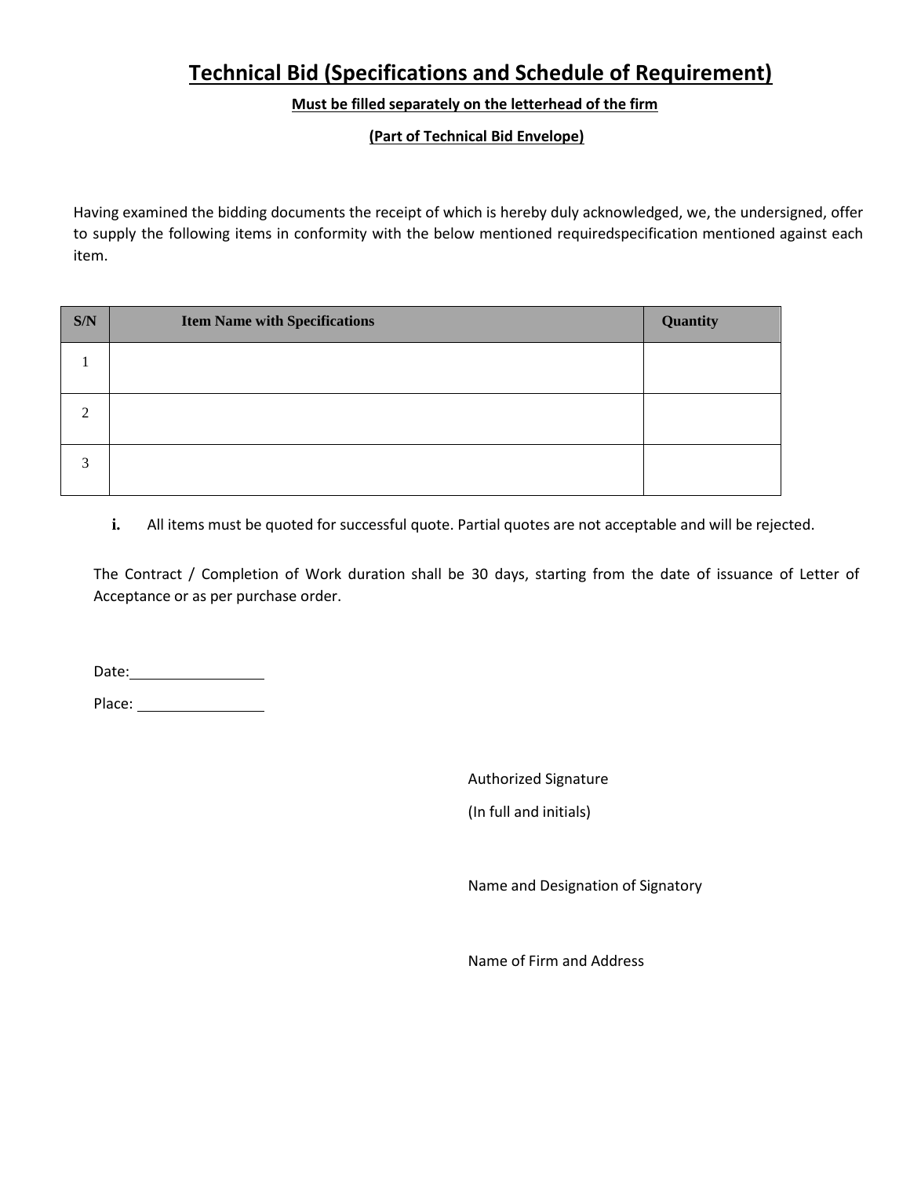# Technical Bid (Specifications and Schedule of Requirement)

**Must be filled separately on the letterhead of the firm**

**(Part of Technical Bid Envelope)**

Having examined the bidding documents the receipt of which is hereby duly acknowledged, we, the undersigned, offer to supply the following items in conformity with the below mentioned requiredspecification mentioned against each item.

| S/N | Item Name with Specifications | Quantity |
|---|---|---|
| 1 | | |
| 2 | | |
| 3 | | |

i. All items must be quoted for successful quote. Partial quotes are not acceptable and will be rejected.

The Contract / Completion of Work duration shall be 30 days, starting from the date of issuance of Letter of Acceptance or as per purchase order.

Date:\_\_\_\_\_\_\_\_\_\_\_\_\_\_\_\_

Place: \_\_\_\_\_\_\_\_\_\_\_\_\_\_\_\_

Authorized Signature

(In full and initials)

Name and Designation of Signatory

Name of Firm and Address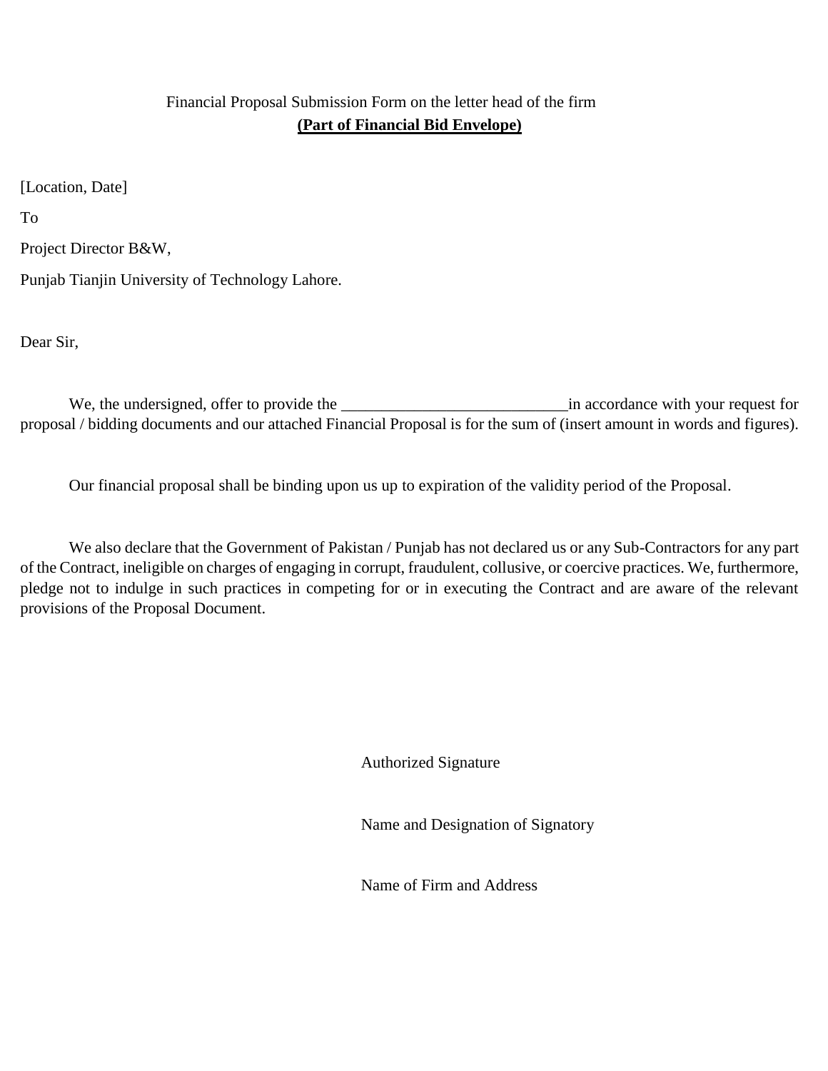Financial Proposal Submission Form on the letter head of the firm

**(Part of Financial Bid Envelope)**

[Location, Date]

To

Project Director B&W,

Punjab Tianjin University of Technology Lahore.

Dear Sir,

We, the undersigned, offer to provide the ____________________________in accordance with your request for proposal / bidding documents and our attached Financial Proposal is for the sum of (insert amount in words and figures).

Our financial proposal shall be binding upon us up to expiration of the validity period of the Proposal.

We also declare that the Government of Pakistan / Punjab has not declared us or any Sub-Contractors for any part of the Contract, ineligible on charges of engaging in corrupt, fraudulent, collusive, or coercive practices. We, furthermore, pledge not to indulge in such practices in competing for or in executing the Contract and are aware of the relevant provisions of the Proposal Document.

Authorized Signature

Name and Designation of Signatory

Name of Firm and Address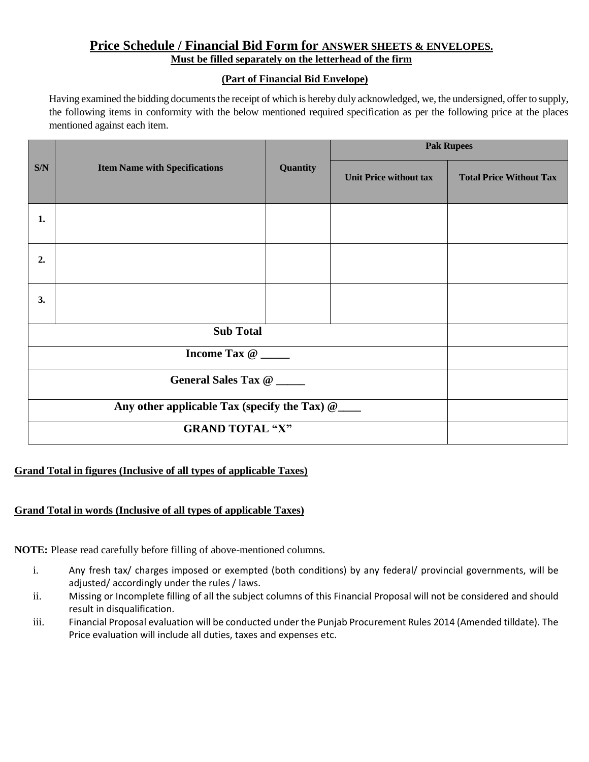# Price Schedule / Financial Bid Form for ANSWER SHEETS & ENVELOPES.

**Must be filled separately on the letterhead of the firm**

**(Part of Financial Bid Envelope)**

Having examined the bidding documents the receipt of which is hereby duly acknowledged, we, the undersigned, offer to supply, the following items in conformity with the below mentioned required specification as per the following price at the places mentioned against each item.

| S/N | Item Name with Specifications | Quantity | Pak Rupees | |
|---|---|---|---|---|
| | | | Unit Price without tax | Total Price Without Tax |
| 1. | | | | |
| 2. | | | | |
| 3. | | | | |
| **Sub Total** | | | | |
| **Income Tax @ _____** | | | | |
| **General Sales Tax @ _____** | | | | |
| **Any other applicable Tax (specify the Tax) @____** | | | | |
| **GRAND TOTAL "X"** | | | | |

**Grand Total in figures (Inclusive of all types of applicable Taxes)**

**Grand Total in words (Inclusive of all types of applicable Taxes)**

**NOTE:** Please read carefully before filling of above-mentioned columns.

i. Any fresh tax/ charges imposed or exempted (both conditions) by any federal/ provincial governments, will be adjusted/ accordingly under the rules / laws.

ii. Missing or Incomplete filling of all the subject columns of this Financial Proposal will not be considered and should result in disqualification.

iii. Financial Proposal evaluation will be conducted under the Punjab Procurement Rules 2014 (Amended tilldate). The Price evaluation will include all duties, taxes and expenses etc.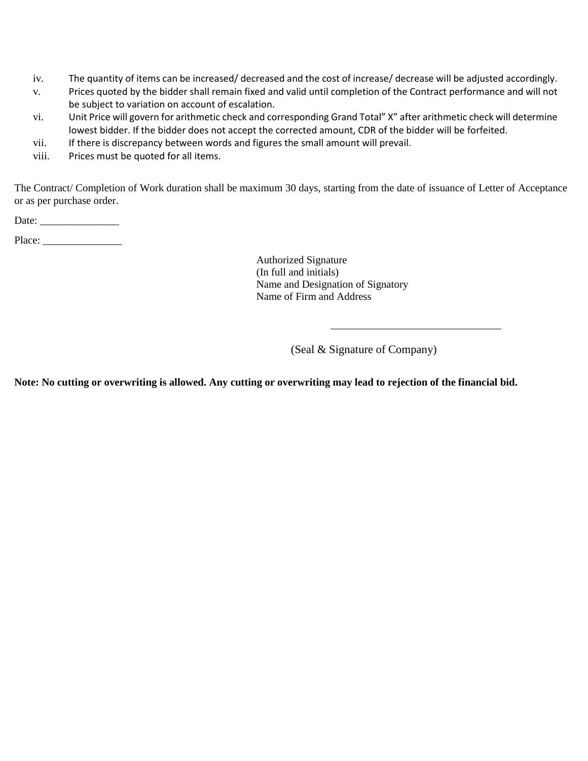iv. The quantity of items can be increased/ decreased and the cost of increase/ decrease will be adjusted accordingly.
v. Prices quoted by the bidder shall remain fixed and valid until completion of the Contract performance and will not be subject to variation on account of escalation.
vi. Unit Price will govern for arithmetic check and corresponding Grand Total" X" after arithmetic check will determine lowest bidder. If the bidder does not accept the corrected amount, CDR of the bidder will be forfeited.
vii. If there is discrepancy between words and figures the small amount will prevail.
viii. Prices must be quoted for all items.

The Contract/ Completion of Work duration shall be maximum 30 days, starting from the date of issuance of Letter of Acceptance or as per purchase order.

Date: _______________

Place: _______________

Authorized Signature
(In full and initials)
Name and Designation of Signatory
Name of Firm and Address

_______________________________

(Seal & Signature of Company)

**Note: No cutting or overwriting is allowed. Any cutting or overwriting may lead to rejection of the financial bid.**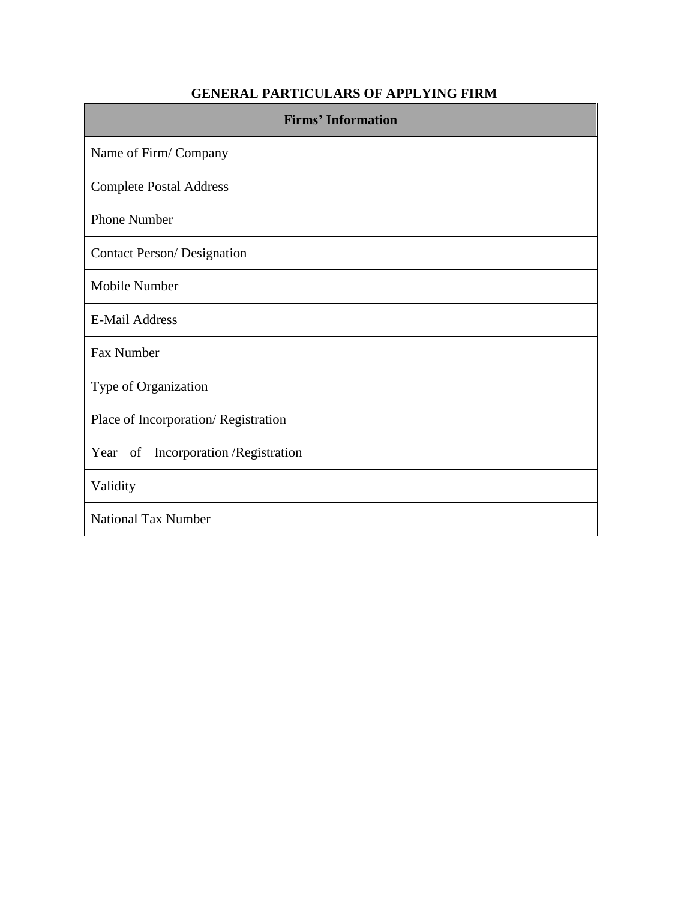## GENERAL PARTICULARS OF APPLYING FIRM

| Firms' Information | |
|---|---|
| Name of Firm/ Company | |
| Complete Postal Address | |
| Phone Number | |
| Contact Person/ Designation | |
| Mobile Number | |
| E-Mail Address | |
| Fax Number | |
| Type of Organization | |
| Place of Incorporation/ Registration | |
| Year of Incorporation /Registration | |
| Validity | |
| National Tax Number | |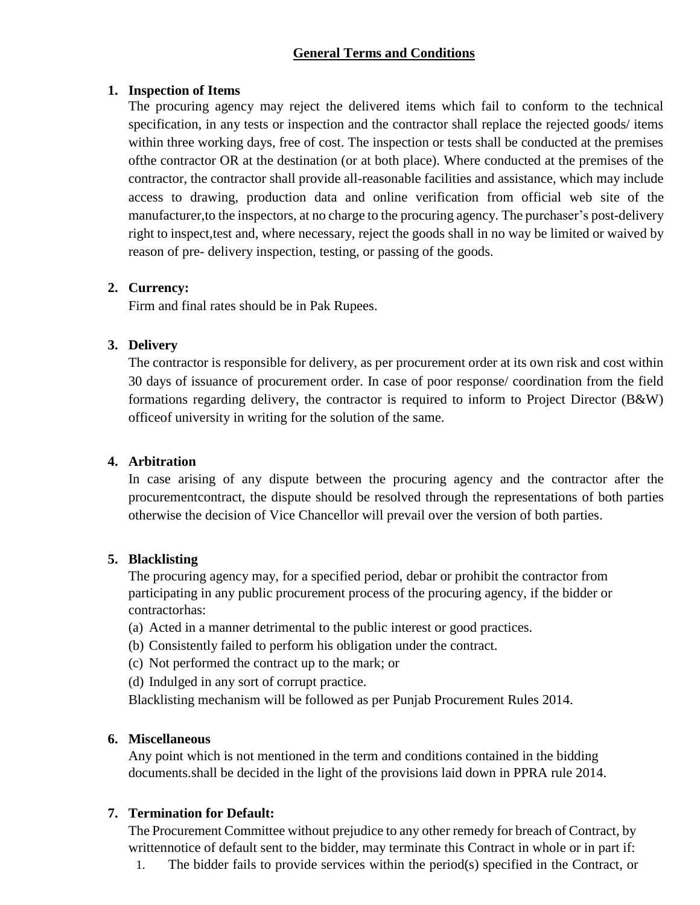## General Terms and Conditions

1. **Inspection of Items**

   The procuring agency may reject the delivered items which fail to conform to the technical specification, in any tests or inspection and the contractor shall replace the rejected goods/ items within three working days, free of cost. The inspection or tests shall be conducted at the premises ofthe contractor OR at the destination (or at both place). Where conducted at the premises of the contractor, the contractor shall provide all-reasonable facilities and assistance, which may include access to drawing, production data and online verification from official web site of the manufacturer,to the inspectors, at no charge to the procuring agency. The purchaser's post-delivery right to inspect,test and, where necessary, reject the goods shall in no way be limited or waived by reason of pre- delivery inspection, testing, or passing of the goods.

2. **Currency:**

   Firm and final rates should be in Pak Rupees.

3. **Delivery**

   The contractor is responsible for delivery, as per procurement order at its own risk and cost within 30 days of issuance of procurement order. In case of poor response/ coordination from the field formations regarding delivery, the contractor is required to inform to Project Director (B&W) officeof university in writing for the solution of the same.

4. **Arbitration**

   In case arising of any dispute between the procuring agency and the contractor after the procurementcontract, the dispute should be resolved through the representations of both parties otherwise the decision of Vice Chancellor will prevail over the version of both parties.

5. **Blacklisting**

   The procuring agency may, for a specified period, debar or prohibit the contractor from participating in any public procurement process of the procuring agency, if the bidder or contractorhas:

   (a) Acted in a manner detrimental to the public interest or good practices.

   (b) Consistently failed to perform his obligation under the contract.

   (c) Not performed the contract up to the mark; or

   (d) Indulged in any sort of corrupt practice.

   Blacklisting mechanism will be followed as per Punjab Procurement Rules 2014.

6. **Miscellaneous**

   Any point which is not mentioned in the term and conditions contained in the bidding documents.shall be decided in the light of the provisions laid down in PPRA rule 2014.

7. **Termination for Default:**

   The Procurement Committee without prejudice to any other remedy for breach of Contract, by writtennotice of default sent to the bidder, may terminate this Contract in whole or in part if:

   1. The bidder fails to provide services within the period(s) specified in the Contract, or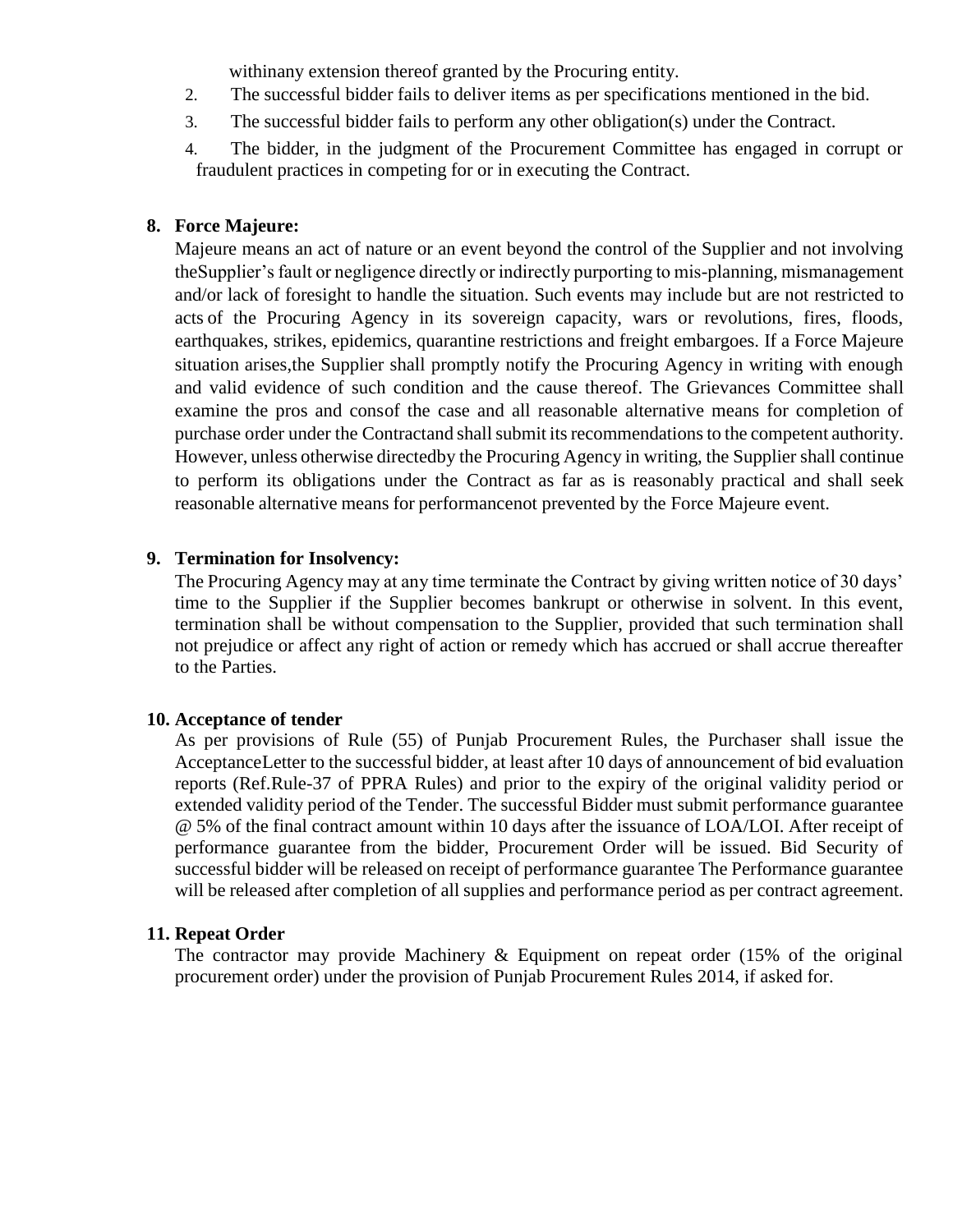withinany extension thereof granted by the Procuring entity.

2. The successful bidder fails to deliver items as per specifications mentioned in the bid.
3. The successful bidder fails to perform any other obligation(s) under the Contract.
4. The bidder, in the judgment of the Procurement Committee has engaged in corrupt or fraudulent practices in competing for or in executing the Contract.

**8. Force Majeure:**

Majeure means an act of nature or an event beyond the control of the Supplier and not involving theSupplier's fault or negligence directly or indirectly purporting to mis-planning, mismanagement and/or lack of foresight to handle the situation. Such events may include but are not restricted to acts of the Procuring Agency in its sovereign capacity, wars or revolutions, fires, floods, earthquakes, strikes, epidemics, quarantine restrictions and freight embargoes. If a Force Majeure situation arises,the Supplier shall promptly notify the Procuring Agency in writing with enough and valid evidence of such condition and the cause thereof. The Grievances Committee shall examine the pros and consof the case and all reasonable alternative means for completion of purchase order under the Contractand shall submit its recommendations to the competent authority. However, unless otherwise directedby the Procuring Agency in writing, the Supplier shall continue to perform its obligations under the Contract as far as is reasonably practical and shall seek reasonable alternative means for performancenot prevented by the Force Majeure event.

**9. Termination for Insolvency:**

The Procuring Agency may at any time terminate the Contract by giving written notice of 30 days' time to the Supplier if the Supplier becomes bankrupt or otherwise in solvent. In this event, termination shall be without compensation to the Supplier, provided that such termination shall not prejudice or affect any right of action or remedy which has accrued or shall accrue thereafter to the Parties.

**10. Acceptance of tender**

As per provisions of Rule (55) of Punjab Procurement Rules, the Purchaser shall issue the AcceptanceLetter to the successful bidder, at least after 10 days of announcement of bid evaluation reports (Ref.Rule-37 of PPRA Rules) and prior to the expiry of the original validity period or extended validity period of the Tender. The successful Bidder must submit performance guarantee @ 5% of the final contract amount within 10 days after the issuance of LOA/LOI. After receipt of performance guarantee from the bidder, Procurement Order will be issued. Bid Security of successful bidder will be released on receipt of performance guarantee The Performance guarantee will be released after completion of all supplies and performance period as per contract agreement.

**11. Repeat Order**

The contractor may provide Machinery & Equipment on repeat order (15% of the original procurement order) under the provision of Punjab Procurement Rules 2014, if asked for.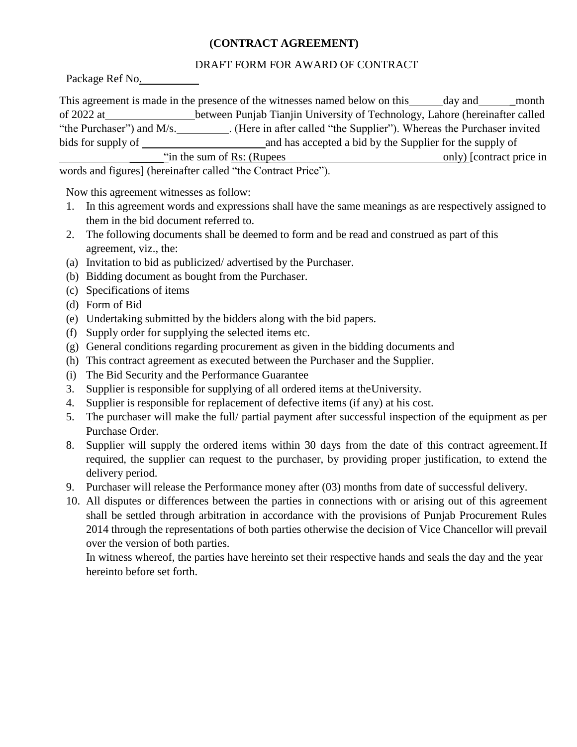**(CONTRACT AGREEMENT)**

DRAFT FORM FOR AWARD OF CONTRACT

Package Ref No.__________

This agreement is made in the presence of the witnesses named below on this______day and______month of 2022 at________________between Punjab Tianjin University of Technology, Lahore (hereinafter called "the Purchaser") and M/s.__________. (Here in after called "the Supplier"). Whereas the Purchaser invited bids for supply of ______________________and has accepted a bid by the Supplier for the supply of ___________________"in the sum of Rs: (Rupees_____________________________only) [contract price in words and figures] (hereinafter called "the Contract Price").

Now this agreement witnesses as follow:

1. In this agreement words and expressions shall have the same meanings as are respectively assigned to them in the bid document referred to.
2. The following documents shall be deemed to form and be read and construed as part of this agreement, viz., the:

(a) Invitation to bid as publicized/ advertised by the Purchaser.
(b) Bidding document as bought from the Purchaser.
(c) Specifications of items
(d) Form of Bid
(e) Undertaking submitted by the bidders along with the bid papers.
(f) Supply order for supplying the selected items etc.
(g) General conditions regarding procurement as given in the bidding documents and
(h) This contract agreement as executed between the Purchaser and the Supplier.
(i) The Bid Security and the Performance Guarantee

3. Supplier is responsible for supplying of all ordered items at theUniversity.
4. Supplier is responsible for replacement of defective items (if any) at his cost.
5. The purchaser will make the full/ partial payment after successful inspection of the equipment as per Purchase Order.
8. Supplier will supply the ordered items within 30 days from the date of this contract agreement. If required, the supplier can request to the purchaser, by providing proper justification, to extend the delivery period.
9. Purchaser will release the Performance money after (03) months from date of successful delivery.
10. All disputes or differences between the parties in connections with or arising out of this agreement shall be settled through arbitration in accordance with the provisions of Punjab Procurement Rules 2014 through the representations of both parties otherwise the decision of Vice Chancellor will prevail over the version of both parties.

In witness whereof, the parties have hereinto set their respective hands and seals the day and the year hereinto before set forth.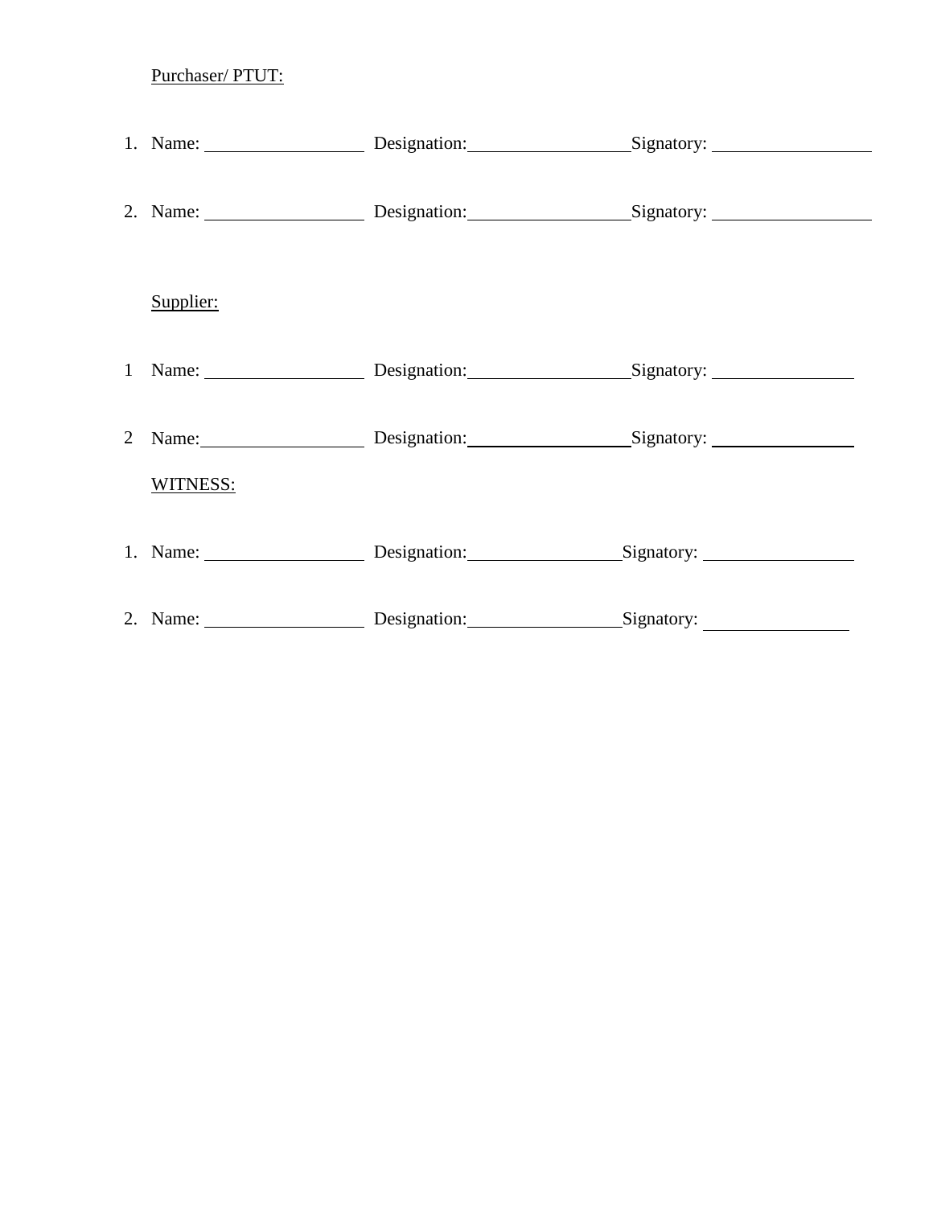<u>Purchaser/ PTUT:</u>

1. Name: ________________ Designation:________________ Signatory: ________________

2. Name: ________________ Designation:________________ Signatory: ________________

<u>Supplier:</u>

1 Name: ________________ Designation:________________ Signatory: ________________

2 Name:________________ Designation:________________ Signatory: ________________

<u>WITNESS:</u>

1. Name: ________________ Designation:________________ Signatory: ________________

2. Name: ________________ Designation:________________ Signatory: ________________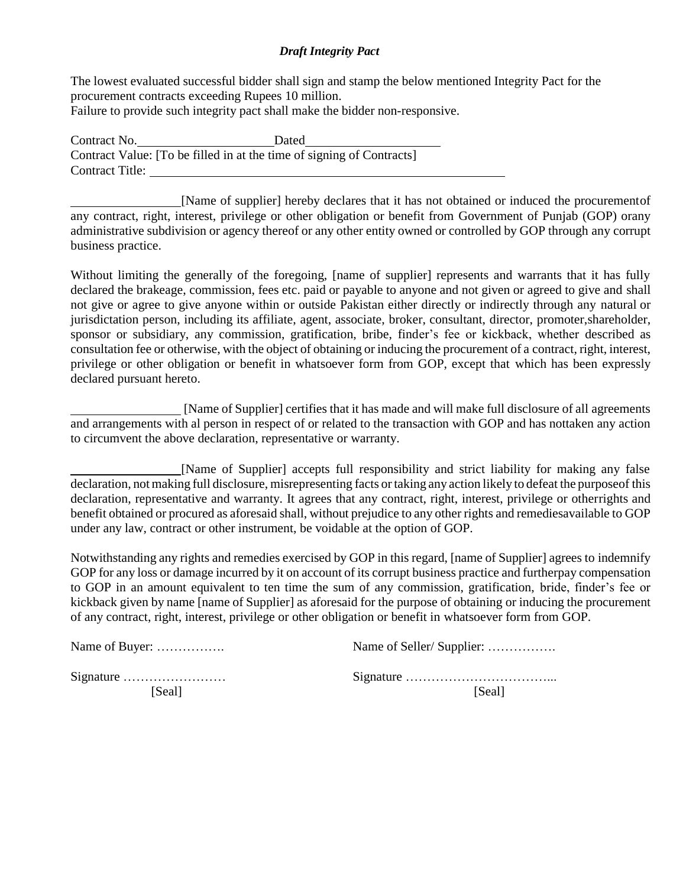***Draft Integrity Pact***

The lowest evaluated successful bidder shall sign and stamp the below mentioned Integrity Pact for the procurement contracts exceeding Rupees 10 million.
Failure to provide such integrity pact shall make the bidder non-responsive.

Contract No.\_\_\_\_\_\_\_\_\_\_\_\_\_\_\_\_\_\_\_\_ Dated\_\_\_\_\_\_\_\_\_\_\_\_\_\_\_\_\_\_\_\_
Contract Value: [To be filled in at the time of signing of Contracts]
Contract Title: \_\_\_\_\_\_\_\_\_\_\_\_\_\_\_\_\_\_\_\_\_\_\_\_\_\_\_\_\_\_\_\_\_\_\_\_\_\_\_\_\_\_\_\_\_\_\_\_\_\_\_\_\_\_\_\_

\_\_\_\_\_\_\_\_\_\_\_\_\_\_\_\_\_[Name of supplier] hereby declares that it has not obtained or induced the procurementof any contract, right, interest, privilege or other obligation or benefit from Government of Punjab (GOP) orany administrative subdivision or agency thereof or any other entity owned or controlled by GOP through any corrupt business practice.

Without limiting the generally of the foregoing, [name of supplier] represents and warrants that it has fully declared the brakeage, commission, fees etc. paid or payable to anyone and not given or agreed to give and shall not give or agree to give anyone within or outside Pakistan either directly or indirectly through any natural or jurisdictation person, including its affiliate, agent, associate, broker, consultant, director, promoter,shareholder, sponsor or subsidiary, any commission, gratification, bribe, finder's fee or kickback, whether described as consultation fee or otherwise, with the object of obtaining or inducing the procurement of a contract, right, interest, privilege or other obligation or benefit in whatsoever form from GOP, except that which has been expressly declared pursuant hereto.

\_\_\_\_\_\_\_\_\_\_\_\_\_\_\_\_\_ [Name of Supplier] certifies that it has made and will make full disclosure of all agreements and arrangements with al person in respect of or related to the transaction with GOP and has nottaken any action to circumvent the above declaration, representative or warranty.

\_\_\_\_\_\_\_\_\_\_\_\_\_\_\_\_\_[Name of Supplier] accepts full responsibility and strict liability for making any false declaration, not making full disclosure, misrepresenting facts or taking any action likely to defeat the purposeof this declaration, representative and warranty. It agrees that any contract, right, interest, privilege or otherrights and benefit obtained or procured as aforesaid shall, without prejudice to any other rights and remediesavailable to GOP under any law, contract or other instrument, be voidable at the option of GOP.

Notwithstanding any rights and remedies exercised by GOP in this regard, [name of Supplier] agrees to indemnify GOP for any loss or damage incurred by it on account of its corrupt business practice and furtherpay compensation to GOP in an amount equivalent to ten time the sum of any commission, gratification, bride, finder's fee or kickback given by name [name of Supplier] as aforesaid for the purpose of obtaining or inducing the procurement of any contract, right, interest, privilege or other obligation or benefit in whatsoever form from GOP.

Name of Buyer: …………….　　　　Name of Seller/ Supplier: …………….

Signature ……………………　　　　Signature ……………………………...
[Seal]　　　　[Seal]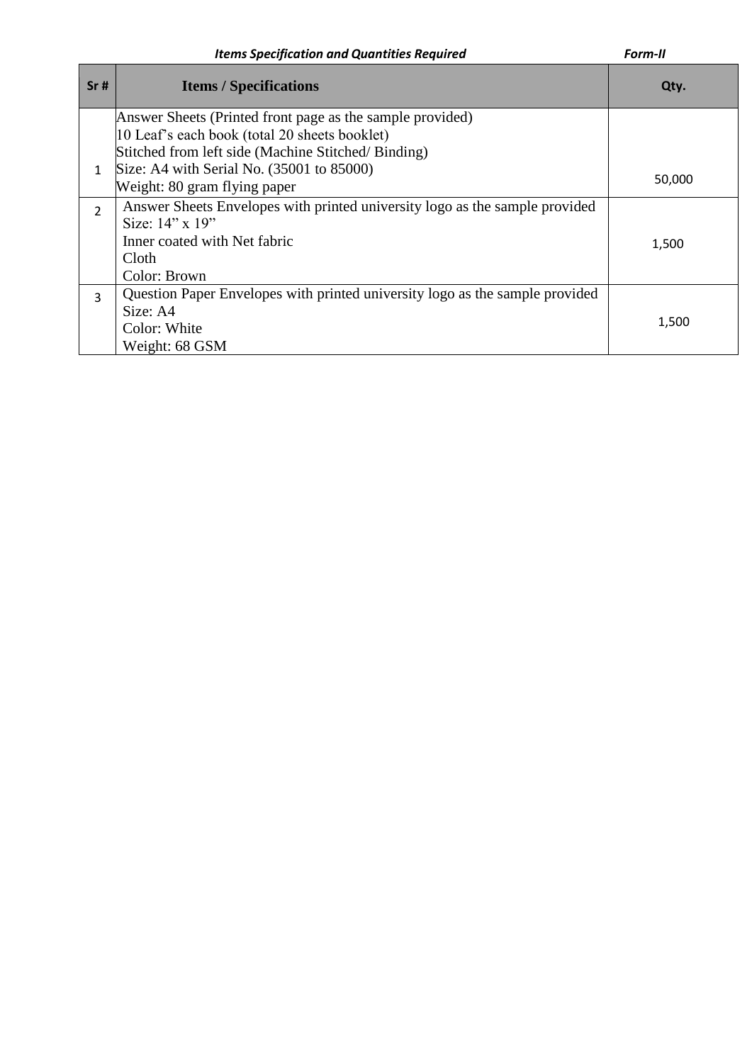***Items Specification and Quantities Required*** ***Form-II***

| Sr # | Items / Specifications | Qty. |
|---|---|---|
| 1 | Answer Sheets (Printed front page as the sample provided)<br>10 Leaf's each book (total 20 sheets booklet)<br>Stitched from left side (Machine Stitched/ Binding)<br>Size: A4 with Serial No. (35001 to 85000)<br>Weight: 80 gram flying paper | 50,000 |
| 2 | Answer Sheets Envelopes with printed university logo as the sample provided<br>Size: 14" x 19"<br>Inner coated with Net fabric<br>Cloth<br>Color: Brown | 1,500 |
| 3 | Question Paper Envelopes with printed university logo as the sample provided<br>Size: A4<br>Color: White<br>Weight: 68 GSM | 1,500 |